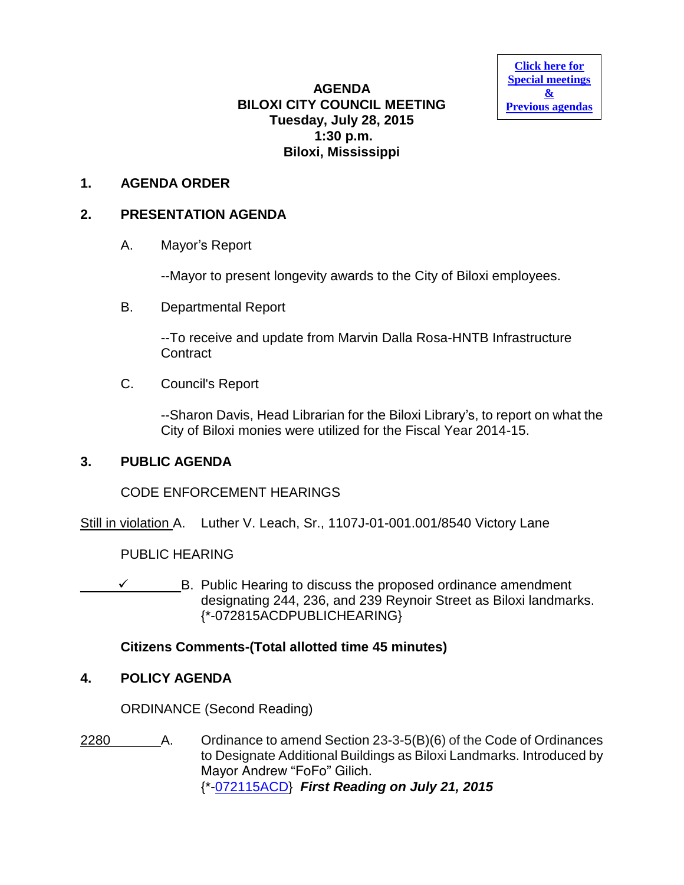**Click here for Special meetings & Previous agendas**

# AGENDA
# BILOXI CITY COUNCIL MEETING
## Tuesday, July 28, 2015
## 1:30 p.m.
## Biloxi, Mississippi

**1. AGENDA ORDER**

**2. PRESENTATION AGENDA**

A. Mayor's Report

--Mayor to present longevity awards to the City of Biloxi employees.

B. Departmental Report

--To receive and update from Marvin Dalla Rosa-HNTB Infrastructure Contract

C. Council's Report

--Sharon Davis, Head Librarian for the Biloxi Library's, to report on what the City of Biloxi monies were utilized for the Fiscal Year 2014-15.

**3. PUBLIC AGENDA**

CODE ENFORCEMENT HEARINGS

Still in violation A. Luther V. Leach, Sr., 1107J-01-001.001/8540 Victory Lane

PUBLIC HEARING

✓ B. Public Hearing to discuss the proposed ordinance amendment designating 244, 236, and 239 Reynoir Street as Biloxi landmarks. {*-072815ACDPUBLICHEARING}

**Citizens Comments-(Total allotted time 45 minutes)**

**4. POLICY AGENDA**

ORDINANCE (Second Reading)

2280 A. Ordinance to amend Section 23-3-5(B)(6) of the Code of Ordinances to Designate Additional Buildings as Biloxi Landmarks. Introduced by Mayor Andrew "FoFo" Gilich. {*-072115ACD} ***First Reading on July 21, 2015***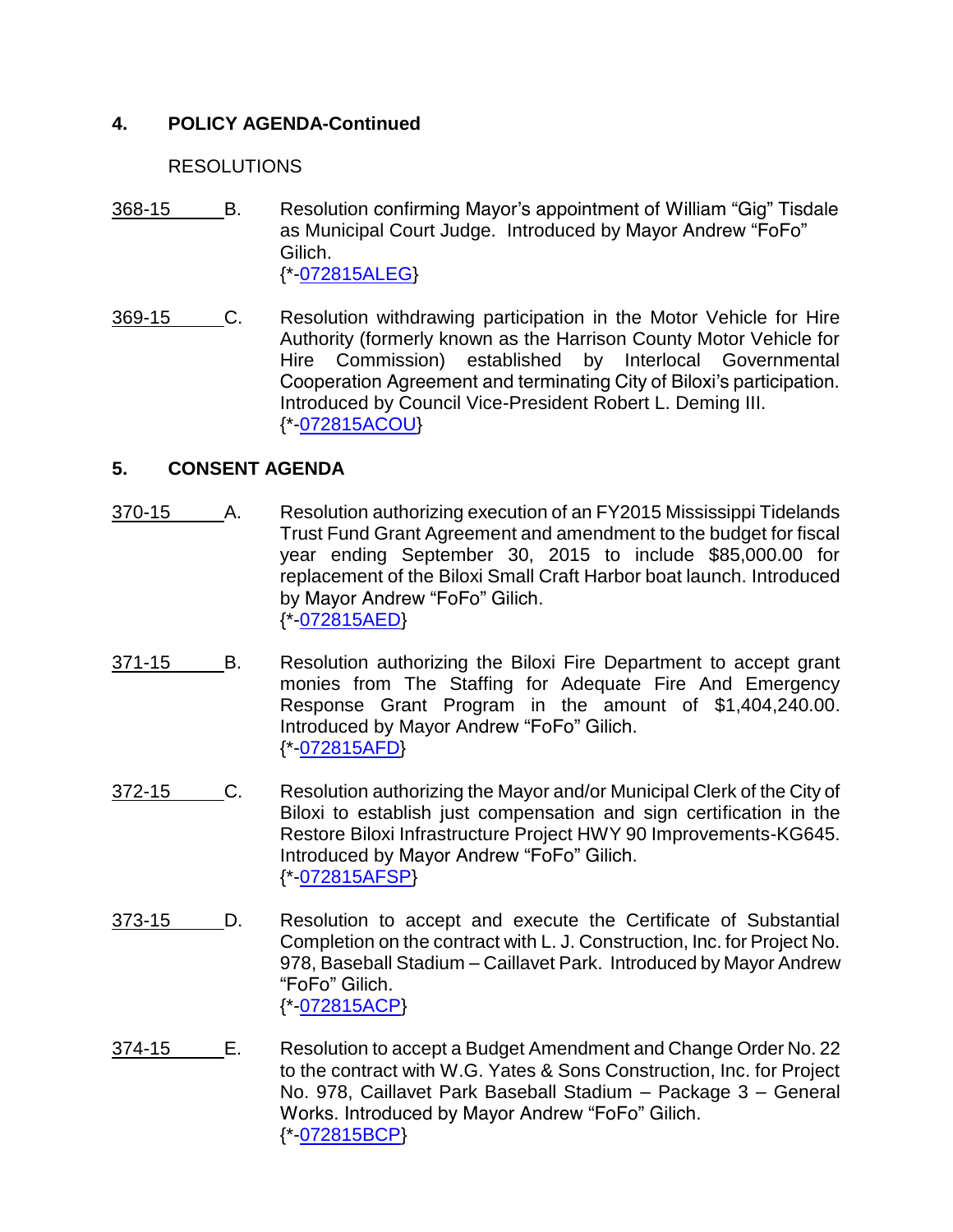## 4. POLICY AGENDA-Continued

RESOLUTIONS

368-15 B. Resolution confirming Mayor's appointment of William "Gig" Tisdale as Municipal Court Judge. Introduced by Mayor Andrew "FoFo" Gilich.
{*-072815ALEG}

369-15 C. Resolution withdrawing participation in the Motor Vehicle for Hire Authority (formerly known as the Harrison County Motor Vehicle for Hire Commission) established by Interlocal Governmental Cooperation Agreement and terminating City of Biloxi's participation. Introduced by Council Vice-President Robert L. Deming III.
{*-072815ACOU}

## 5. CONSENT AGENDA

370-15 A. Resolution authorizing execution of an FY2015 Mississippi Tidelands Trust Fund Grant Agreement and amendment to the budget for fiscal year ending September 30, 2015 to include $85,000.00 for replacement of the Biloxi Small Craft Harbor boat launch. Introduced by Mayor Andrew "FoFo" Gilich.
{*-072815AED}

371-15 B. Resolution authorizing the Biloxi Fire Department to accept grant monies from The Staffing for Adequate Fire And Emergency Response Grant Program in the amount of $1,404,240.00. Introduced by Mayor Andrew "FoFo" Gilich.
{*-072815AFD}

372-15 C. Resolution authorizing the Mayor and/or Municipal Clerk of the City of Biloxi to establish just compensation and sign certification in the Restore Biloxi Infrastructure Project HWY 90 Improvements-KG645. Introduced by Mayor Andrew "FoFo" Gilich.
{*-072815AFSP}

373-15 D. Resolution to accept and execute the Certificate of Substantial Completion on the contract with L. J. Construction, Inc. for Project No. 978, Baseball Stadium – Caillavet Park. Introduced by Mayor Andrew "FoFo" Gilich.
{*-072815ACP}

374-15 E. Resolution to accept a Budget Amendment and Change Order No. 22 to the contract with W.G. Yates & Sons Construction, Inc. for Project No. 978, Caillavet Park Baseball Stadium – Package 3 – General Works. Introduced by Mayor Andrew "FoFo" Gilich.
{*-072815BCP}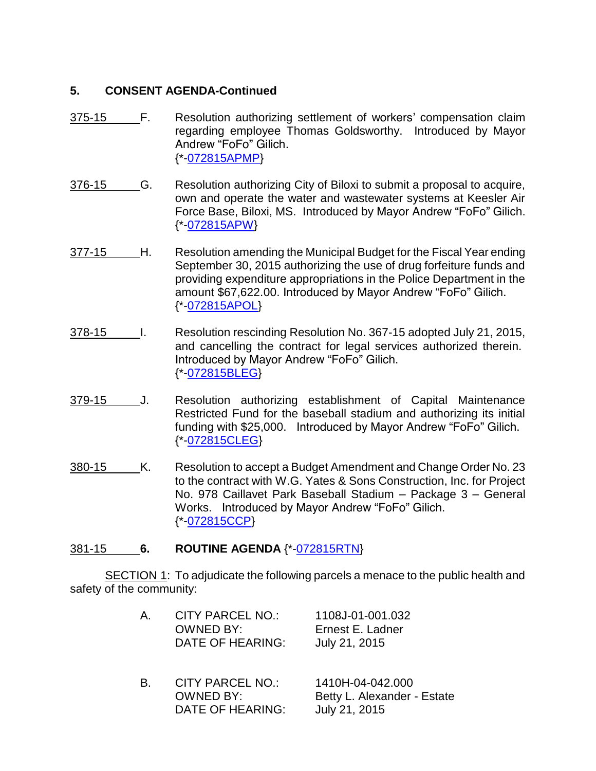**5. CONSENT AGENDA-Continued**

375-15 F. Resolution authorizing settlement of workers' compensation claim regarding employee Thomas Goldsworthy. Introduced by Mayor Andrew "FoFo" Gilich.
{*-072815APMP}

376-15 G. Resolution authorizing City of Biloxi to submit a proposal to acquire, own and operate the water and wastewater systems at Keesler Air Force Base, Biloxi, MS. Introduced by Mayor Andrew "FoFo" Gilich.
{*-072815APW}

377-15 H. Resolution amending the Municipal Budget for the Fiscal Year ending September 30, 2015 authorizing the use of drug forfeiture funds and providing expenditure appropriations in the Police Department in the amount $67,622.00. Introduced by Mayor Andrew "FoFo" Gilich.
{*-072815APOL}

378-15 I. Resolution rescinding Resolution No. 367-15 adopted July 21, 2015, and cancelling the contract for legal services authorized therein. Introduced by Mayor Andrew "FoFo" Gilich.
{*-072815BLEG}

379-15 J. Resolution authorizing establishment of Capital Maintenance Restricted Fund for the baseball stadium and authorizing its initial funding with $25,000. Introduced by Mayor Andrew "FoFo" Gilich.
{*-072815CLEG}

380-15 K. Resolution to accept a Budget Amendment and Change Order No. 23 to the contract with W.G. Yates & Sons Construction, Inc. for Project No. 978 Caillavet Park Baseball Stadium – Package 3 – General Works. Introduced by Mayor Andrew "FoFo" Gilich.
{*-072815CCP}

381-15 **6. ROUTINE AGENDA** {*-072815RTN}

SECTION 1: To adjudicate the following parcels a menace to the public health and safety of the community:

A. CITY PARCEL NO.: 1108J-01-001.032
OWNED BY: Ernest E. Ladner
DATE OF HEARING: July 21, 2015

B. CITY PARCEL NO.: 1410H-04-042.000
OWNED BY: Betty L. Alexander - Estate
DATE OF HEARING: July 21, 2015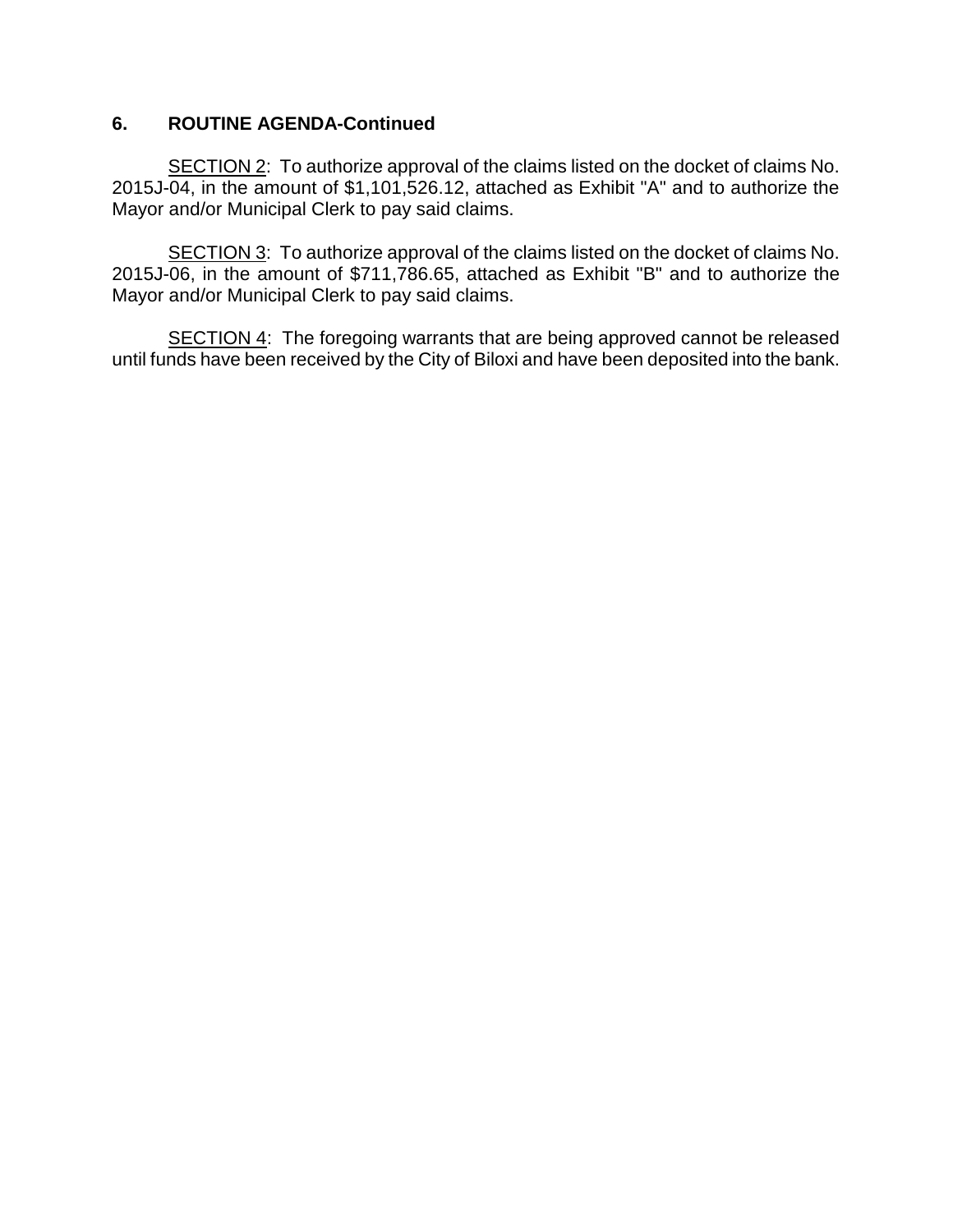**6. ROUTINE AGENDA-Continued**

SECTION 2: To authorize approval of the claims listed on the docket of claims No. 2015J-04, in the amount of $1,101,526.12, attached as Exhibit "A" and to authorize the Mayor and/or Municipal Clerk to pay said claims.

SECTION 3: To authorize approval of the claims listed on the docket of claims No. 2015J-06, in the amount of $711,786.65, attached as Exhibit "B" and to authorize the Mayor and/or Municipal Clerk to pay said claims.

SECTION 4: The foregoing warrants that are being approved cannot be released until funds have been received by the City of Biloxi and have been deposited into the bank.